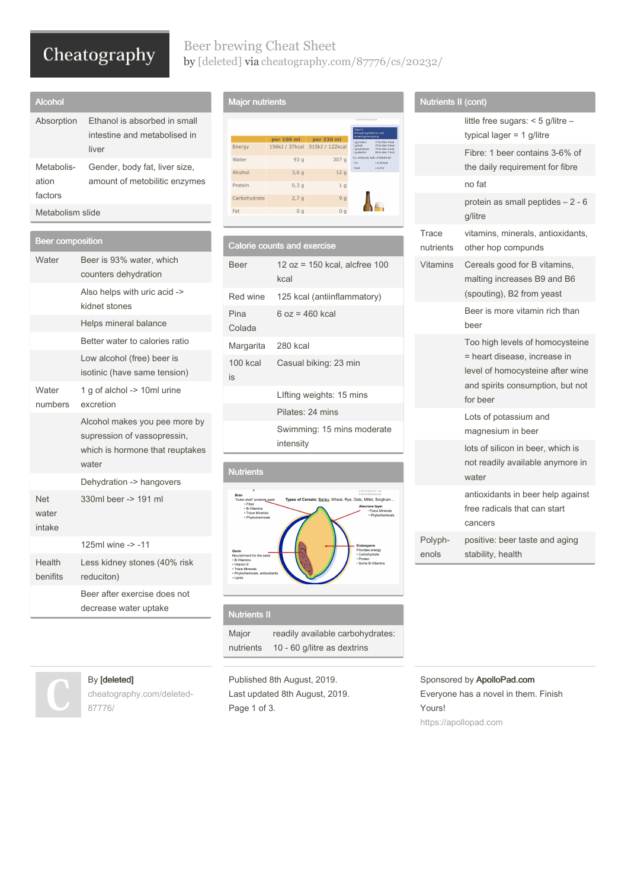# Beer brewing Cheat Sheet

by [deleted] via cheatography.com/87776/cs/20232/

## Alcohol

| | |
|---|---|
| Absorption | Ethanol is absorbed in small intestine and metabolised in liver |
| Metabolisation factors | Gender, body fat, liver size, amount of metobilitic enzymes |
| Metabolism slide | |

## Beer composition

| | |
|---|---|
| Water | Beer is 93% water, which counters dehydration |
| | Also helps with uric acid -> kidnet stones |
| | Helps mineral balance |
| | Better water to calories ratio |
| | Low alcohol (free) beer is isotinic (have same tension) |
| Water numbers | 1 g of alchol -> 10ml urine excretion |
| | Alcohol makes you pee more by supression of vassopressin, which is hormone that reuptakes water |
| | Dehydration -> hangovers |
| Net water intake | 330ml beer -> 191 ml |
| | 125ml wine -> -11 |
| Health benifits | Less kidney stones (40% risk reduciton) |
| | Beer after exercise does not decrease water uptake |

## Major nutrients

| | per 100 ml | per 330 ml |
|---|---|---|
| Energy | 156kJ / 37kcal | 515kJ / 122kcal |
| Water | 93 g | 307 g |
| Alcohol | 3,6 g | 12 g |
| Protein | 0,3 g | 1 g |
| Carbohydrate | 2,7 g | 9 g |
| Fat | 0 g | 0 g |

## Calorie counts and exercise

| | |
|---|---|
| Beer | 12 oz = 150 kcal, alcfree 100 kcal |
| Red wine | 125 kcal (antiinflammatory) |
| Pina Colada | 6 oz = 460 kcal |
| Margarita | 280 kcal |
| 100 kcal is | Casual biking: 23 min |
| | LIfting weights: 15 mins |
| | Pilates: 24 mins |
| | Swimming: 15 mins moderate intensity |

## Nutrients

Types of Cereals: Barley, Wheat, Rye, Oats, Millet, Sorghum...

- Bran: "Outer shell" protects seed; Fiber; B-Vitamins; Trace Minerals; Phytochemicals
- Aleurone layer: Trace Minerals; Phytochemicals
- Endosperm: Provides energy; Carbohydrate; Protein; Some B-Vitamins
- Germ: Nourishment for the seed; B-Vitamins; Vitamin E; Trace Minerals; Phytochemicals, antioxidants; Lipids

## Nutrients II

| | |
|---|---|
| Major nutrients | readily available carbohydrates: 10 - 60 g/litre as dextrins |

## Nutrients II (cont)

| | |
|---|---|
| | little free sugars: < 5 g/litre – typical lager = 1 g/litre |
| | Fibre: 1 beer contains 3-6% of the daily requirement for fibre |
| | no fat |
| | protein as small peptides – 2 - 6 g/litre |
| Trace nutrients | vitamins, minerals, antioxidants, other hop compunds |
| Vitamins | Cereals good for B vitamins, malting increases B9 and B6 (spouting), B2 from yeast |
| | Beer is more vitamin rich than beer |
| | Too high levels of homocysteine = heart disease, increase in level of homocysteine after wine and spirits consumption, but not for beer |
| | Lots of potassium and magnesium in beer |
| | lots of silicon in beer, which is not readily available anymore in water |
| | antioxidants in beer help against free radicals that can start cancers |
| Polyphenols | positive: beer taste and aging stability, health |

By [deleted] cheatography.com/deleted-87776/

Published 8th August, 2019.
Last updated 8th August, 2019.

Sponsored by ApolloPad.com
Everyone has a novel in them. Finish Yours!
https://apollopad.com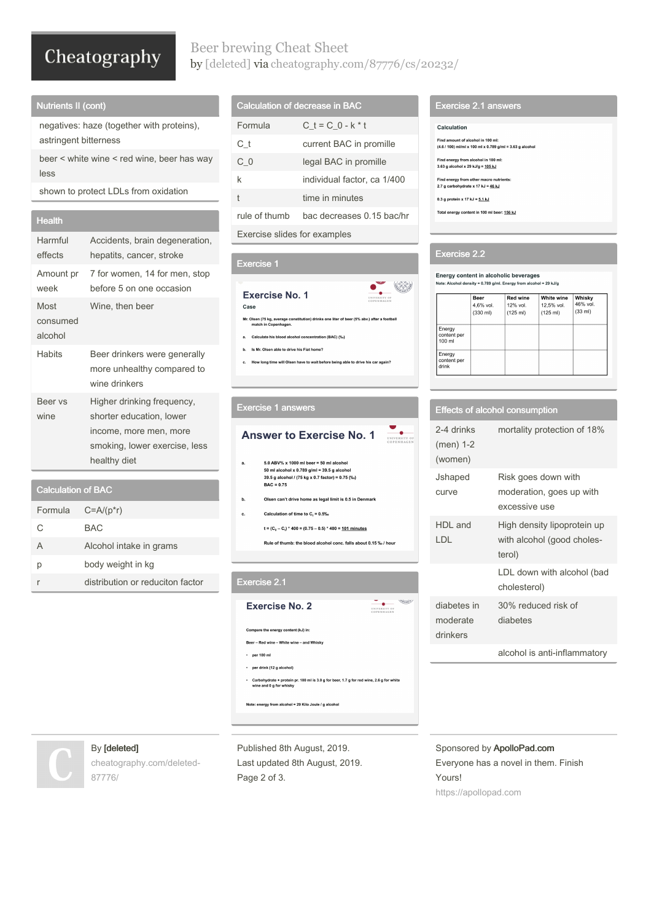## Nutrients II (cont)

| |
|---|
| negatives: haze (together with proteins), astringent bitterness |
| beer < white wine < red wine, beer has way less |
| shown to protect LDLs from oxidation |

## Health

| | |
|---|---|
| Harmful effects | Accidents, brain degeneration, hepatits, cancer, stroke |
| Amount pr week | 7 for women, 14 for men, stop before 5 on one occasion |
| Most consumed alcohol | Wine, then beer |
| Habits | Beer drinkers were generally more unhealthy compared to wine drinkers |
| Beer vs wine | Higher drinking frequency, shorter education, lower income, more men, more smoking, lower exercise, less healthy diet |

## Calculation of BAC

| | |
|---|---|
| Formula | C=A/(p*r) |
| C | BAC |
| A | Alcohol intake in grams |
| p | body weight in kg |
| r | distribution or reduciton factor |

## Calculation of decrease in BAC

| | |
|---|---|
| Formula | C_t = C_0 - k * t |
| C_t | current BAC in promille |
| C_0 | legal BAC in promille |
| k | individual factor, ca 1/400 |
| t | time in minutes |
| rule of thumb | bac decreases 0.15 bac/hr |

Exercise slides for examples

## Exercise 1

**Exercise No. 1**

Case

Mr. Olsen (75 kg, average constitution) drinks one liter of beer (5% abv.) after a football match in Copenhagen.

a. Calculate his blood alcohol concentration (BAC) (‰)

b. Is Mr. Olsen able to drive his Fiat home?

c. How long time will Olsen have to wait before being able to drive his car again?

## Exercise 1 answers

**Answer to Exercise No. 1**

a. 5.0 ABV% x 1000 ml beer = 50 ml alcohol
50 ml alcohol x 0.789 g/ml = 39.5 g alcohol
39.5 g alcohol / (75 kg x 0.7 factor) = 0.75 (‰)
BAC = 0.75

b. Olsen can't drive home as legal limit is 0.5 in Denmark

c. Calculation of time to $C_t$ = 0.5‰

$t = (C_0 - C_t) * 400 = (0.75 - 0.5) * 400 = 101$ minutes

Rule of thumb: the blood alcohol conc. falls about 0.15 ‰ / hour

## Exercise 2.1

**Exercise No. 2**

Compare the energy content (kJ) in:

Beer – Red wine – White wine – and Whisky

- per 100 ml
- per drink (12 g alcohol)
- Carbohydrate + protein pr. 100 ml is 3.0 g for beer, 1.7 g for red wine, 2.6 g for white wine and 0 g for whisky

Note: energy from alcohol = 29 Kilo Joule / g alcohol

## Exercise 2.1 answers

**Calculation**

Find amount of alcohol in 100 ml:
(4.6 / 100) ml/ml x 100 ml x 0.789 g/ml = 3.63 g alcohol

Find energy from alcohol in 100 ml:
3.63 g alcohol x 29 kJ/g = 105 kJ

Find energy from other macro nutrients:
2.7 g carbohydrate x 17 kJ = 46 kJ

0.3 g protein x 17 kJ = 5.1 kJ

Total energy content in 100 ml beer: 156 kJ

## Exercise 2.2

**Energy content in alcoholic beverages**

Note: Alcohol density = 0.789 g/ml. Energy from alcohol = 29 kJ/g

| | Beer 4,6% vol. (330 ml) | Red wine 12% vol. (125 ml) | White wine 12,5% vol. (125 ml) | Whisky 46% vol. (33 ml) |
|---|---|---|---|---|
| Energy content per 100 ml | | | | |
| Energy content per drink | | | | |

## Effects of alcohol consumption

| | |
|---|---|
| 2-4 drinks (men) 1-2 (women) | mortality protection of 18% |
| Jshaped curve | Risk goes down with moderation, goes up with excessive use |
| HDL and LDL | High density lipoprotein up with alcohol (good cholesterol) |
| | LDL down with alcohol (bad cholesterol) |
| diabetes in moderate drinkers | 30% reduced risk of diabetes |
| | alcohol is anti-inflammatory |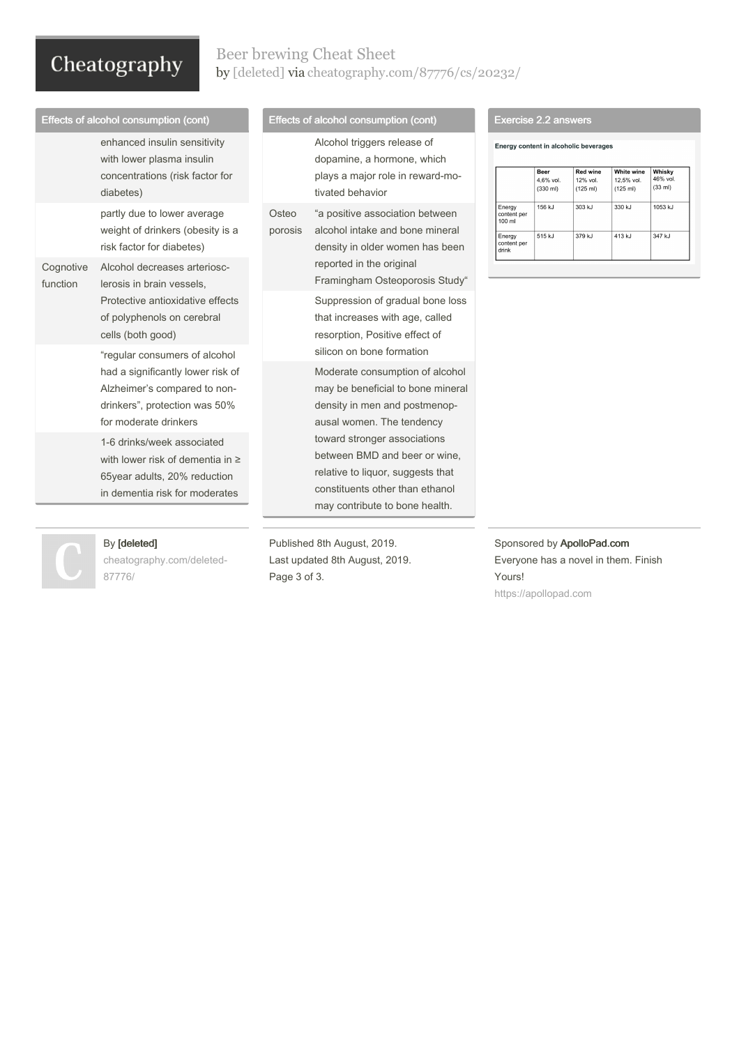## Effects of alcohol consumption (cont)

| | |
|---|---|
| | enhanced insulin sensitivity with lower plasma insulin concentrations (risk factor for diabetes) |
| | partly due to lower average weight of drinkers (obesity is a risk factor for diabetes) |
| Cognotive function | Alcohol decreases arteriosclerosis in brain vessels, Protective antioxidative effects of polyphenols on cerebral cells (both good) |
| | “regular consumers of alcohol had a significantly lower risk of Alzheimer’s compared to non-drinkers”, protection was 50% for moderate drinkers |
| | 1-6 drinks/week associated with lower risk of dementia in ≥ 65year adults, 20% reduction in dementia risk for moderates |

## Effects of alcohol consumption (cont)

| | |
|---|---|
| | Alcohol triggers release of dopamine, a hormone, which plays a major role in reward-motivated behavior |
| Osteo porosis | “a positive association between alcohol intake and bone mineral density in older women has been reported in the original Framingham Osteoporosis Study“ |
| | Suppression of gradual bone loss that increases with age, called resorption, Positive effect of silicon on bone formation |
| | Moderate consumption of alcohol may be beneficial to bone mineral density in men and postmenopausal women. The tendency toward stronger associations between BMD and beer or wine, relative to liquor, suggests that constituents other than ethanol may contribute to bone health. |

## Exercise 2.2 answers

**Energy content in alcoholic beverages**

| | Beer 4,6% vol. (330 ml) | Red wine 12% vol. (125 ml) | White wine 12,5% vol. (125 ml) | Whisky 46% vol. (33 ml) |
|---|---|---|---|---|
| Energy content per 100 ml | 156 kJ | 303 kJ | 330 kJ | 1053 kJ |
| Energy content per drink | 515 kJ | 379 kJ | 413 kJ | 347 kJ |

By **[deleted]**
cheatography.com/deleted-87776/

Published 8th August, 2019.
Last updated 8th August, 2019.

Sponsored by **ApolloPad.com**
Everyone has a novel in them. Finish Yours!
https://apollopad.com